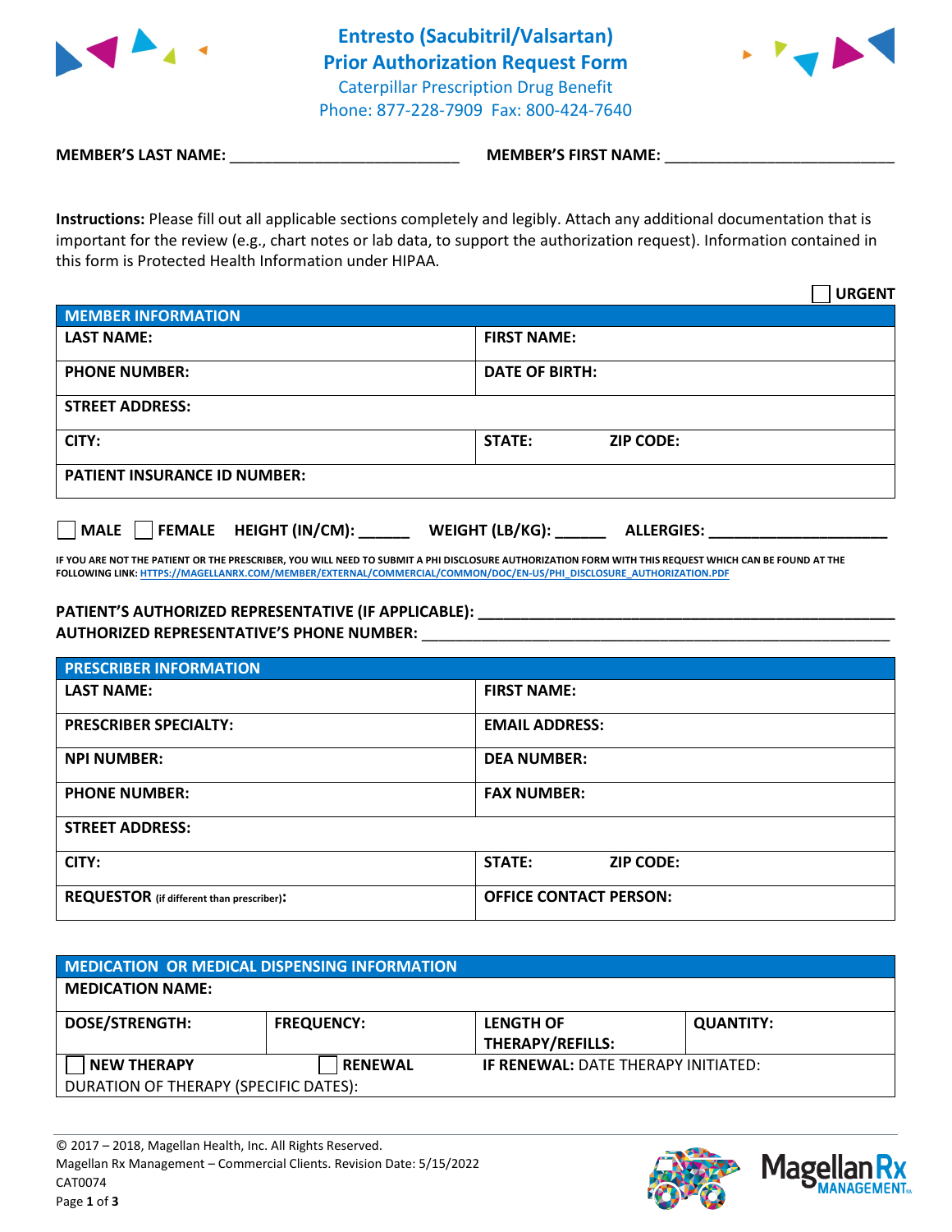# Entresto (Sacubitril/Valsartan) Prior Authorization Request Form

Caterpillar Prescription Drug Benefit

Phone: 877-228-7909 Fax: 800-424-7640

**MEMBER'S LAST NAME:** ___________________________ **MEMBER'S FIRST NAME:** ___________________________

**Instructions:** Please fill out all applicable sections completely and legibly. Attach any additional documentation that is important for the review (e.g., chart notes or lab data, to support the authorization request). Information contained in this form is Protected Health Information under HIPAA.

☐ **URGENT**

| **MEMBER INFORMATION** | |
|---|---|
| **LAST NAME:** | **FIRST NAME:** |
| **PHONE NUMBER:** | **DATE OF BIRTH:** |
| **STREET ADDRESS:** | |
| **CITY:** | **STATE:** **ZIP CODE:** |
| **PATIENT INSURANCE ID NUMBER:** | |

☐ **MALE** ☐ **FEMALE** **HEIGHT (IN/CM):** ______ **WEIGHT (LB/KG):** ______ **ALLERGIES:** ____________________

**IF YOU ARE NOT THE PATIENT OR THE PRESCRIBER, YOU WILL NEED TO SUBMIT A PHI DISCLOSURE AUTHORIZATION FORM WITH THIS REQUEST WHICH CAN BE FOUND AT THE FOLLOWING LINK:** HTTPS://MAGELLANRX.COM/MEMBER/EXTERNAL/COMMERCIAL/COMMON/DOC/EN-US/PHI_DISCLOSURE_AUTHORIZATION.PDF

**PATIENT'S AUTHORIZED REPRESENTATIVE (IF APPLICABLE):** ______________________________________________

**AUTHORIZED REPRESENTATIVE'S PHONE NUMBER:** ______________________________________________

| **PRESCRIBER INFORMATION** | |
|---|---|
| **LAST NAME:** | **FIRST NAME:** |
| **PRESCRIBER SPECIALTY:** | **EMAIL ADDRESS:** |
| **NPI NUMBER:** | **DEA NUMBER:** |
| **PHONE NUMBER:** | **FAX NUMBER:** |
| **STREET ADDRESS:** | |
| **CITY:** | **STATE:** **ZIP CODE:** |
| **REQUESTOR** (if different than prescriber)**:** | **OFFICE CONTACT PERSON:** |

| **MEDICATION OR MEDICAL DISPENSING INFORMATION** | | | |
|---|---|---|---|
| **MEDICATION NAME:** | | | |
| **DOSE/STRENGTH:** | **FREQUENCY:** | **LENGTH OF THERAPY/REFILLS:** | **QUANTITY:** |
| ☐ **NEW THERAPY** | ☐ **RENEWAL** | **IF RENEWAL:** DATE THERAPY INITIATED: | |
| DURATION OF THERAPY (SPECIFIC DATES): | | | |

© 2017 – 2018, Magellan Health, Inc. All Rights Reserved.
Magellan Rx Management – Commercial Clients. Revision Date: 5/15/2022
CAT0074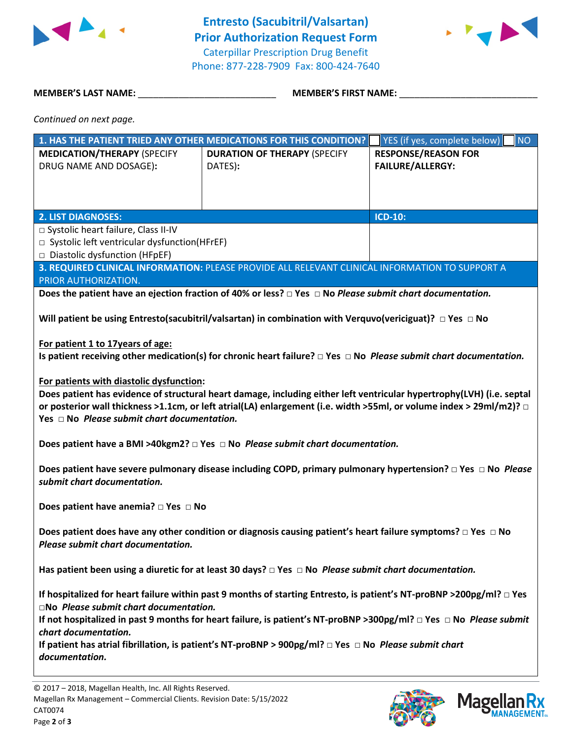# Entresto (Sacubitril/Valsartan) Prior Authorization Request Form

Caterpillar Prescription Drug Benefit
Phone: 877-228-7909 Fax: 800-424-7640

**MEMBER'S LAST NAME:** ___________________________ **MEMBER'S FIRST NAME:** ___________________________

*Continued on next page.*

| **1. HAS THE PATIENT TRIED ANY OTHER MEDICATIONS FOR THIS CONDITION?** | | ☐ YES (if yes, complete below) ☐ NO |
|---|---|---|
| **MEDICATION/THERAPY** (SPECIFY DRUG NAME AND DOSAGE)**:** | **DURATION OF THERAPY** (SPECIFY DATES)**:** | **RESPONSE/REASON FOR FAILURE/ALLERGY:** |
| | | |

| **2. LIST DIAGNOSES:** | **ICD-10:** |
|---|---|
| □ Systolic heart failure, Class II-IV<br>□ Systolic left ventricular dysfunction(HFrEF)<br>□ Diastolic dysfunction (HFpEF) | |

**3. REQUIRED CLINICAL INFORMATION:** PLEASE PROVIDE ALL RELEVANT CLINICAL INFORMATION TO SUPPORT A PRIOR AUTHORIZATION.

**Does the patient have an ejection fraction of 40% or less? □ Yes □ No** ***Please submit chart documentation.***

**Will patient be using Entresto(sacubitril/valsartan) in combination with Verquvo(vericiguat)? □ Yes □ No**

**<u>For patient 1 to 17years of age:</u>**
**Is patient receiving other medication(s) for chronic heart failure? □ Yes □ No** ***Please submit chart documentation.***

**<u>For patients with diastolic dysfunction</u>:**
**Does patient has evidence of structural heart damage, including either left ventricular hypertrophy(LVH) (i.e. septal or posterior wall thickness >1.1cm, or left atrial(LA) enlargement (i.e. width >55ml, or volume index > 29ml/m2)? □ Yes □ No** ***Please submit chart documentation.***

**Does patient have a BMI >40kgm2? □ Yes □ No** ***Please submit chart documentation.***

**Does patient have severe pulmonary disease including COPD, primary pulmonary hypertension? □ Yes □ No** ***Please submit chart documentation.***

**Does patient have anemia? □ Yes □ No**

**Does patient does have any other condition or diagnosis causing patient's heart failure symptoms? □ Yes □ No** ***Please submit chart documentation.***

**Has patient been using a diuretic for at least 30 days? □ Yes □ No** ***Please submit chart documentation.***

**If hospitalized for heart failure within past 9 months of starting Entresto, is patient's NT-proBNP >200pg/ml? □ Yes □No** ***Please submit chart documentation.***
**If not hospitalized in past 9 months for heart failure, is patient's NT-proBNP >300pg/ml? □ Yes □ No** ***Please submit chart documentation.***
**If patient has atrial fibrillation, is patient's NT-proBNP > 900pg/ml? □ Yes □ No** ***Please submit chart documentation.***

© 2017 – 2018, Magellan Health, Inc. All Rights Reserved.
Magellan Rx Management – Commercial Clients. Revision Date: 5/15/2022
CAT0074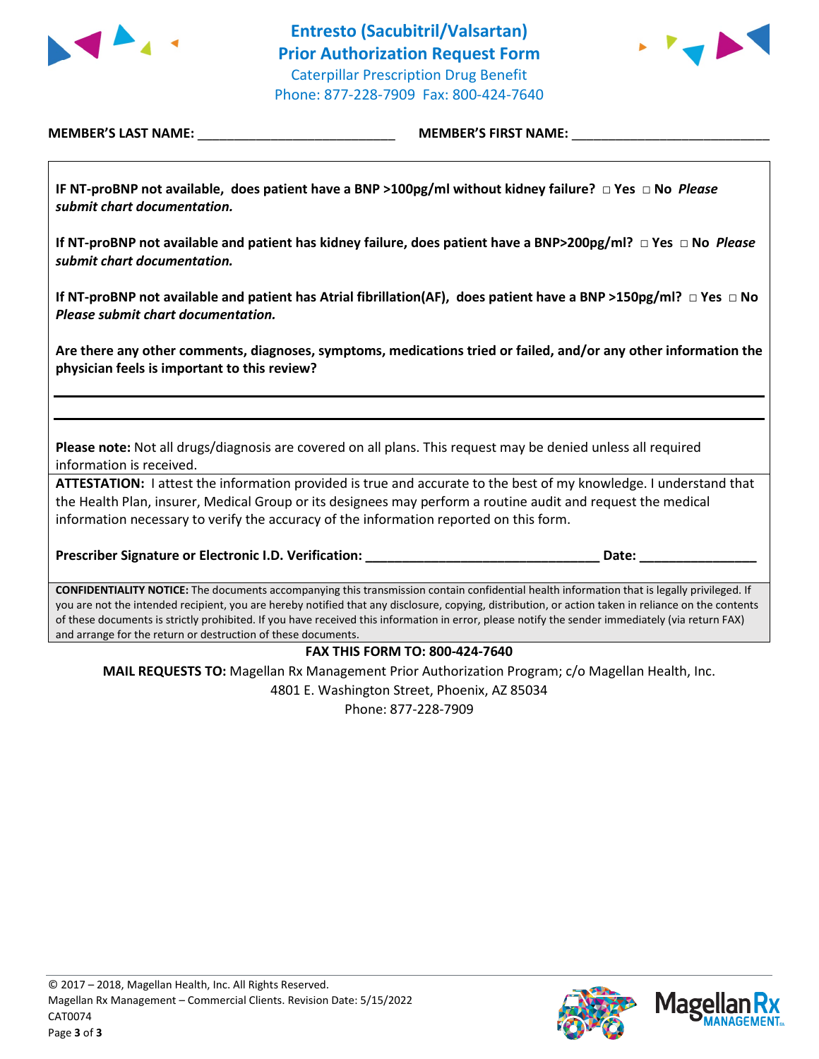# Entresto (Sacubitril/Valsartan) Prior Authorization Request Form

Caterpillar Prescription Drug Benefit
Phone: 877-228-7909 Fax: 800-424-7640

**MEMBER'S LAST NAME:** ___________________________ **MEMBER'S FIRST NAME:** ___________________________

**IF NT-proBNP not available, does patient have a BNP >100pg/ml without kidney failure?** □ **Yes** □ **No** ***Please submit chart documentation.***

**If NT-proBNP not available and patient has kidney failure, does patient have a BNP>200pg/ml?** □ **Yes** □ **No** ***Please submit chart documentation.***

**If NT-proBNP not available and patient has Atrial fibrillation(AF), does patient have a BNP >150pg/ml?** □ **Yes** □ **No** ***Please submit chart documentation.***

**Are there any other comments, diagnoses, symptoms, medications tried or failed, and/or any other information the physician feels is important to this review?**

_______________________________________________________________________________

_______________________________________________________________________________

**Please note:** Not all drugs/diagnosis are covered on all plans. This request may be denied unless all required information is received.

**ATTESTATION:** I attest the information provided is true and accurate to the best of my knowledge. I understand that the Health Plan, insurer, Medical Group or its designees may perform a routine audit and request the medical information necessary to verify the accuracy of the information reported on this form.

**Prescriber Signature or Electronic I.D. Verification:** _______________________________ **Date:** _______________

**CONFIDENTIALITY NOTICE:** The documents accompanying this transmission contain confidential health information that is legally privileged. If you are not the intended recipient, you are hereby notified that any disclosure, copying, distribution, or action taken in reliance on the contents of these documents is strictly prohibited. If you have received this information in error, please notify the sender immediately (via return FAX) and arrange for the return or destruction of these documents.

**FAX THIS FORM TO: 800-424-7640**

**MAIL REQUESTS TO:** Magellan Rx Management Prior Authorization Program; c/o Magellan Health, Inc.
4801 E. Washington Street, Phoenix, AZ 85034
Phone: 877-228-7909

© 2017 – 2018, Magellan Health, Inc. All Rights Reserved.
Magellan Rx Management – Commercial Clients. Revision Date: 5/15/2022
CAT0074